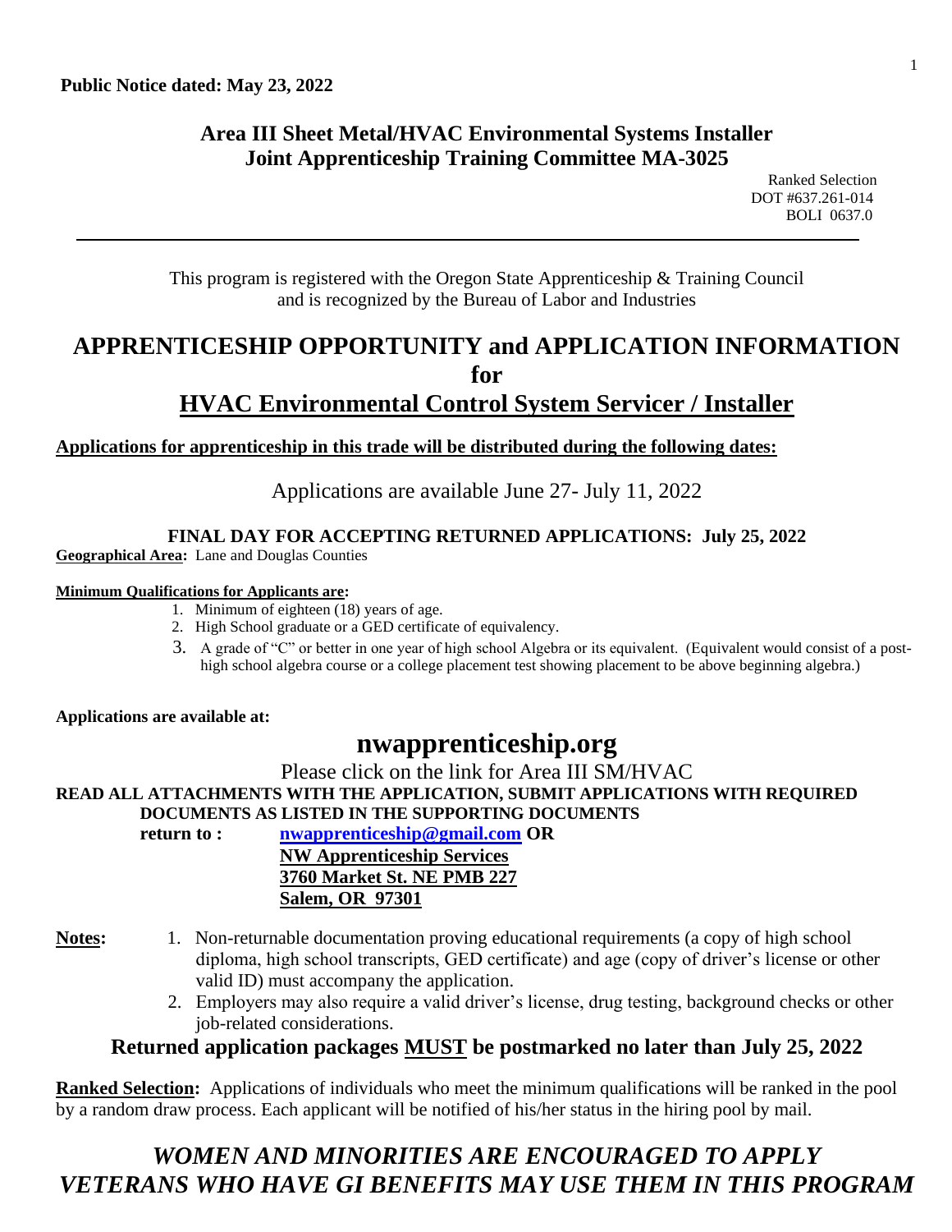**Public Notice dated: May 23, 2022**

## Area III Sheet Metal/HVAC Environmental Systems Installer
## Joint Apprenticeship Training Committee MA-3025

Ranked Selection
DOT #637.261-014
BOLI 0637.0

---

This program is registered with the Oregon State Apprenticeship & Training Council and is recognized by the Bureau of Labor and Industries

# APPRENTICESHIP OPPORTUNITY and APPLICATION INFORMATION for HVAC Environmental Control System Servicer / Installer

**Applications for apprenticeship in this trade will be distributed during the following dates:**

Applications are available June 27- July 11, 2022

**FINAL DAY FOR ACCEPTING RETURNED APPLICATIONS: July 25, 2022**

**Geographical Area:** Lane and Douglas Counties

**Minimum Qualifications for Applicants are:**

1. Minimum of eighteen (18) years of age.
2. High School graduate or a GED certificate of equivalency.
3. A grade of "C" or better in one year of high school Algebra or its equivalent. (Equivalent would consist of a post-high school algebra course or a college placement test showing placement to be above beginning algebra.)

**Applications are available at:**

## nwapprenticeship.org

Please click on the link for Area III SM/HVAC

**READ ALL ATTACHMENTS WITH THE APPLICATION, SUBMIT APPLICATIONS WITH REQUIRED DOCUMENTS AS LISTED IN THE SUPPORTING DOCUMENTS**

**return to : nwapprenticeship@gmail.com OR**
**NW Apprenticeship Services**
**3760 Market St. NE PMB 227**
**Salem, OR 97301**

**Notes:**

1. Non-returnable documentation proving educational requirements (a copy of high school diploma, high school transcripts, GED certificate) and age (copy of driver's license or other valid ID) must accompany the application.
2. Employers may also require a valid driver's license, drug testing, background checks or other job-related considerations.

**Returned application packages MUST be postmarked no later than July 25, 2022**

**Ranked Selection:** Applications of individuals who meet the minimum qualifications will be ranked in the pool by a random draw process. Each applicant will be notified of his/her status in the hiring pool by mail.

***WOMEN AND MINORITIES ARE ENCOURAGED TO APPLY***
***VETERANS WHO HAVE GI BENEFITS MAY USE THEM IN THIS PROGRAM***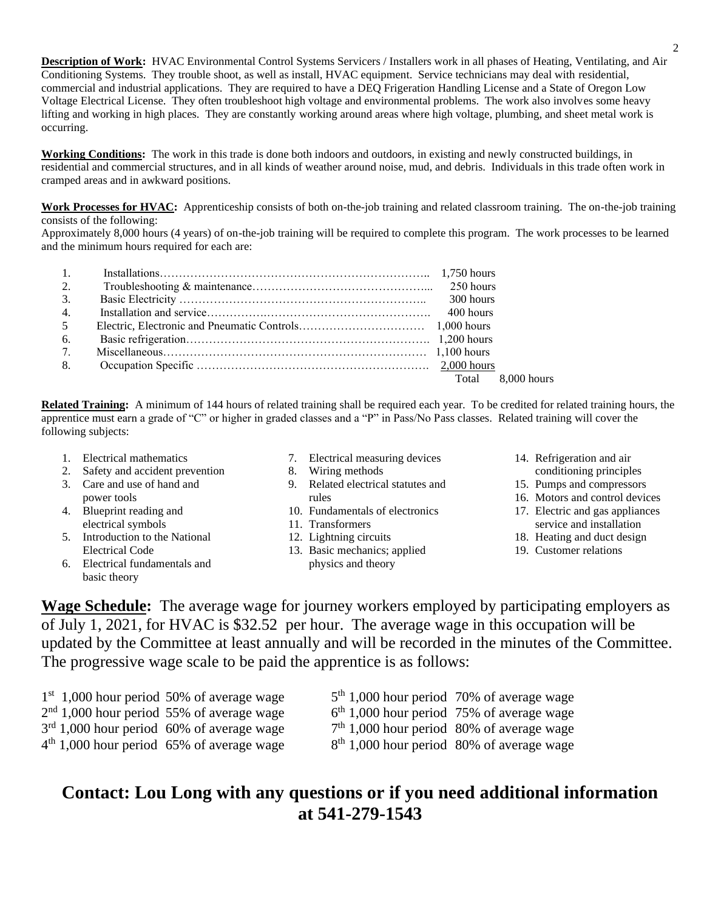**Description of Work:** HVAC Environmental Control Systems Servicers / Installers work in all phases of Heating, Ventilating, and Air Conditioning Systems. They trouble shoot, as well as install, HVAC equipment. Service technicians may deal with residential, commercial and industrial applications. They are required to have a DEQ Frigeration Handling License and a State of Oregon Low Voltage Electrical License. They often troubleshoot high voltage and environmental problems. The work also involves some heavy lifting and working in high places. They are constantly working around areas where high voltage, plumbing, and sheet metal work is occurring.

**Working Conditions:** The work in this trade is done both indoors and outdoors, in existing and newly constructed buildings, in residential and commercial structures, and in all kinds of weather around noise, mud, and debris. Individuals in this trade often work in cramped areas and in awkward positions.

**Work Processes for HVAC:** Apprenticeship consists of both on-the-job training and related classroom training. The on-the-job training consists of the following:
Approximately 8,000 hours (4 years) of on-the-job training will be required to complete this program. The work processes to be learned and the minimum hours required for each are:

| | | | |
|---|---|---|---|
| 1. | Installations | 1,750 hours | |
| 2. | Troubleshooting & maintenance | 250 hours | |
| 3. | Basic Electricity | 300 hours | |
| 4. | Installation and service | 400 hours | |
| 5 | Electric, Electronic and Pneumatic Controls | 1,000 hours | |
| 6. | Basic refrigeration | 1,200 hours | |
| 7. | Miscellaneous | 1,100 hours | |
| 8. | Occupation Specific | 2,000 hours | |
| | | Total | 8,000 hours |

**Related Training:** A minimum of 144 hours of related training shall be required each year. To be credited for related training hours, the apprentice must earn a grade of "C" or higher in graded classes and a "P" in Pass/No Pass classes. Related training will cover the following subjects:

1. Electrical mathematics
2. Safety and accident prevention
3. Care and use of hand and power tools
4. Blueprint reading and electrical symbols
5. Introduction to the National Electrical Code
6. Electrical fundamentals and basic theory
7. Electrical measuring devices
8. Wiring methods
9. Related electrical statutes and rules
10. Fundamentals of electronics
11. Transformers
12. Lightning circuits
13. Basic mechanics; applied physics and theory
14. Refrigeration and air conditioning principles
15. Pumps and compressors
16. Motors and control devices
17. Electric and gas appliances service and installation
18. Heating and duct design
19. Customer relations

**Wage Schedule:** The average wage for journey workers employed by participating employers as of July 1, 2021, for HVAC is $32.52 per hour. The average wage in this occupation will be updated by the Committee at least annually and will be recorded in the minutes of the Committee. The progressive wage scale to be paid the apprentice is as follows:

1st 1,000 hour period 50% of average wage
2nd 1,000 hour period 55% of average wage
3rd 1,000 hour period 60% of average wage
4th 1,000 hour period 65% of average wage
5th 1,000 hour period 70% of average wage
6th 1,000 hour period 75% of average wage
7th 1,000 hour period 80% of average wage
8th 1,000 hour period 80% of average wage

## Contact: Lou Long with any questions or if you need additional information at 541-279-1543